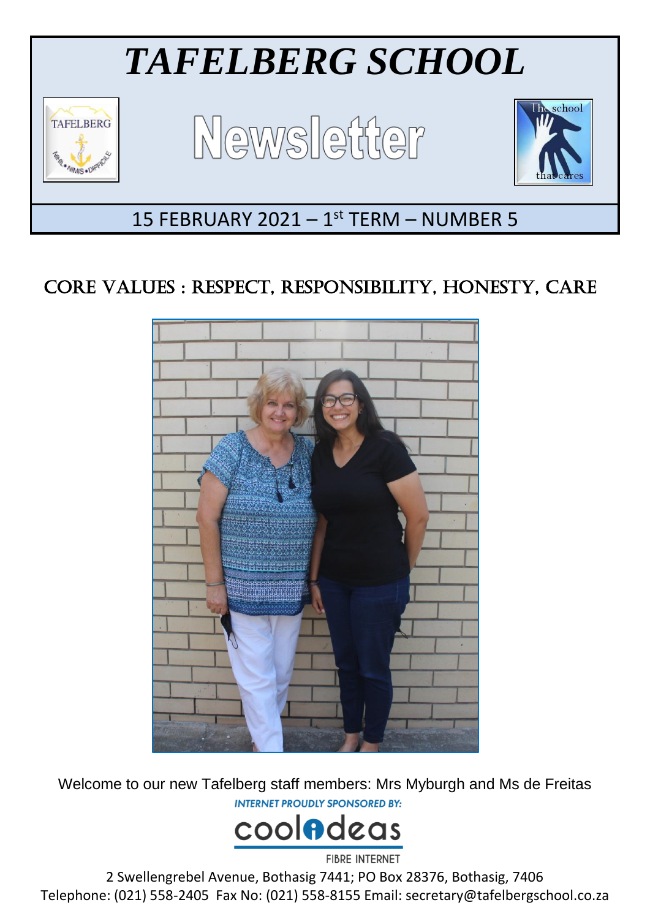# *TAFELBERG SCHOOL*

# Newsletter

15 FEBRUARY 2021 – 1st TERM – NUMBER 5

## CORE VALUES : RESPECT, RESPONSIBILITY, HONESTY, CARE

Welcome to our new Tafelberg staff members: Mrs Myburgh and Ms de Freitas

*INTERNET PROUDLY SPONSORED BY:*

coolideas FIBRE INTERNET

2 Swellengrebel Avenue, Bothasig 7441; PO Box 28376, Bothasig, 7406
Telephone: (021) 558-2405 Fax No: (021) 558-8155 Email: secretary@tafelbergschool.co.za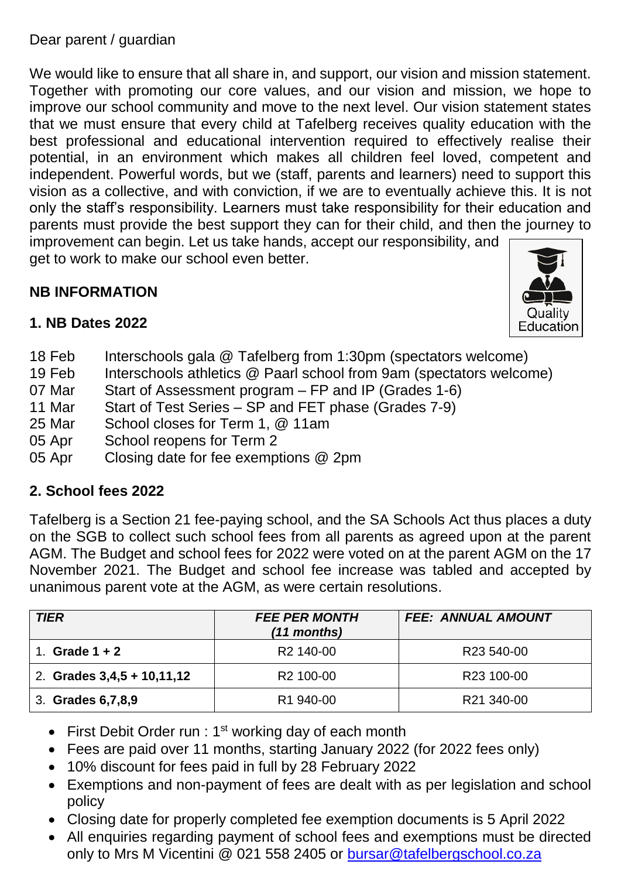Dear parent / guardian

We would like to ensure that all share in, and support, our vision and mission statement. Together with promoting our core values, and our vision and mission, we hope to improve our school community and move to the next level. Our vision statement states that we must ensure that every child at Tafelberg receives quality education with the best professional and educational intervention required to effectively realise their potential, in an environment which makes all children feel loved, competent and independent. Powerful words, but we (staff, parents and learners) need to support this vision as a collective, and with conviction, if we are to eventually achieve this. It is not only the staff's responsibility. Learners must take responsibility for their education and parents must provide the best support they can for their child, and then the journey to improvement can begin. Let us take hands, accept our responsibility, and get to work to make our school even better.

Quality Education

**NB INFORMATION**

**1. NB Dates 2022**

- 18 Feb — Interschools gala @ Tafelberg from 1:30pm (spectators welcome)
- 19 Feb — Interschools athletics @ Paarl school from 9am (spectators welcome)
- 07 Mar — Start of Assessment program – FP and IP (Grades 1-6)
- 11 Mar — Start of Test Series – SP and FET phase (Grades 7-9)
- 25 Mar — School closes for Term 1, @ 11am
- 05 Apr — School reopens for Term 2
- 05 Apr — Closing date for fee exemptions @ 2pm

**2. School fees 2022**

Tafelberg is a Section 21 fee-paying school, and the SA Schools Act thus places a duty on the SGB to collect such school fees from all parents as agreed upon at the parent AGM. The Budget and school fees for 2022 were voted on at the parent AGM on the 17 November 2021. The Budget and school fee increase was tabled and accepted by unanimous parent vote at the AGM, as were certain resolutions.

| ***TIER*** | ***FEE PER MONTH (11 months)*** | ***FEE: ANNUAL AMOUNT*** |
|---|---|---|
| 1. **Grade 1 + 2** | R2 140-00 | R23 540-00 |
| 2. **Grades 3,4,5 + 10,11,12** | R2 100-00 | R23 100-00 |
| 3. **Grades 6,7,8,9** | R1 940-00 | R21 340-00 |

- First Debit Order run : 1st working day of each month
- Fees are paid over 11 months, starting January 2022 (for 2022 fees only)
- 10% discount for fees paid in full by 28 February 2022
- Exemptions and non-payment of fees are dealt with as per legislation and school policy
- Closing date for properly completed fee exemption documents is 5 April 2022
- All enquiries regarding payment of school fees and exemptions must be directed only to Mrs M Vicentini @ 021 558 2405 or bursar@tafelbergschool.co.za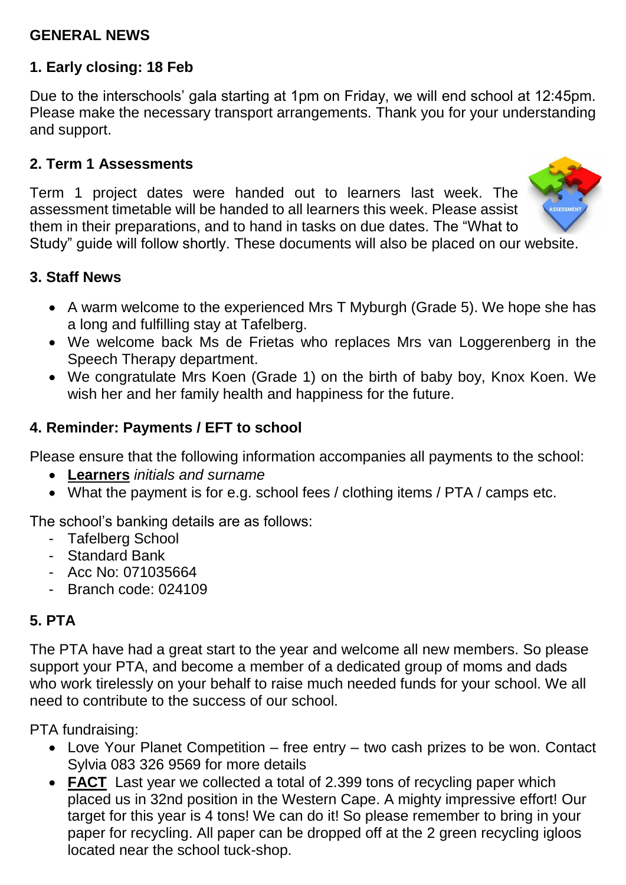# GENERAL NEWS

## 1. Early closing: 18 Feb

Due to the interschools' gala starting at 1pm on Friday, we will end school at 12:45pm. Please make the necessary transport arrangements. Thank you for your understanding and support.

## 2. Term 1 Assessments

Term 1 project dates were handed out to learners last week. The assessment timetable will be handed to all learners this week. Please assist them in their preparations, and to hand in tasks on due dates. The "What to Study" guide will follow shortly. These documents will also be placed on our website.

## 3. Staff News

- A warm welcome to the experienced Mrs T Myburgh (Grade 5). We hope she has a long and fulfilling stay at Tafelberg.
- We welcome back Ms de Frietas who replaces Mrs van Loggerenberg in the Speech Therapy department.
- We congratulate Mrs Koen (Grade 1) on the birth of baby boy, Knox Koen. We wish her and her family health and happiness for the future.

## 4. Reminder: Payments / EFT to school

Please ensure that the following information accompanies all payments to the school:

- **Learners** *initials and surname*
- What the payment is for e.g. school fees / clothing items / PTA / camps etc.

The school's banking details are as follows:

- Tafelberg School
- Standard Bank
- Acc No: 071035664
- Branch code: 024109

## 5. PTA

The PTA have had a great start to the year and welcome all new members. So please support your PTA, and become a member of a dedicated group of moms and dads who work tirelessly on your behalf to raise much needed funds for your school. We all need to contribute to the success of our school.

PTA fundraising:

- Love Your Planet Competition – free entry – two cash prizes to be won. Contact Sylvia 083 326 9569 for more details
- **FACT** Last year we collected a total of 2.399 tons of recycling paper which placed us in 32nd position in the Western Cape. A mighty impressive effort! Our target for this year is 4 tons! We can do it! So please remember to bring in your paper for recycling. All paper can be dropped off at the 2 green recycling igloos located near the school tuck-shop.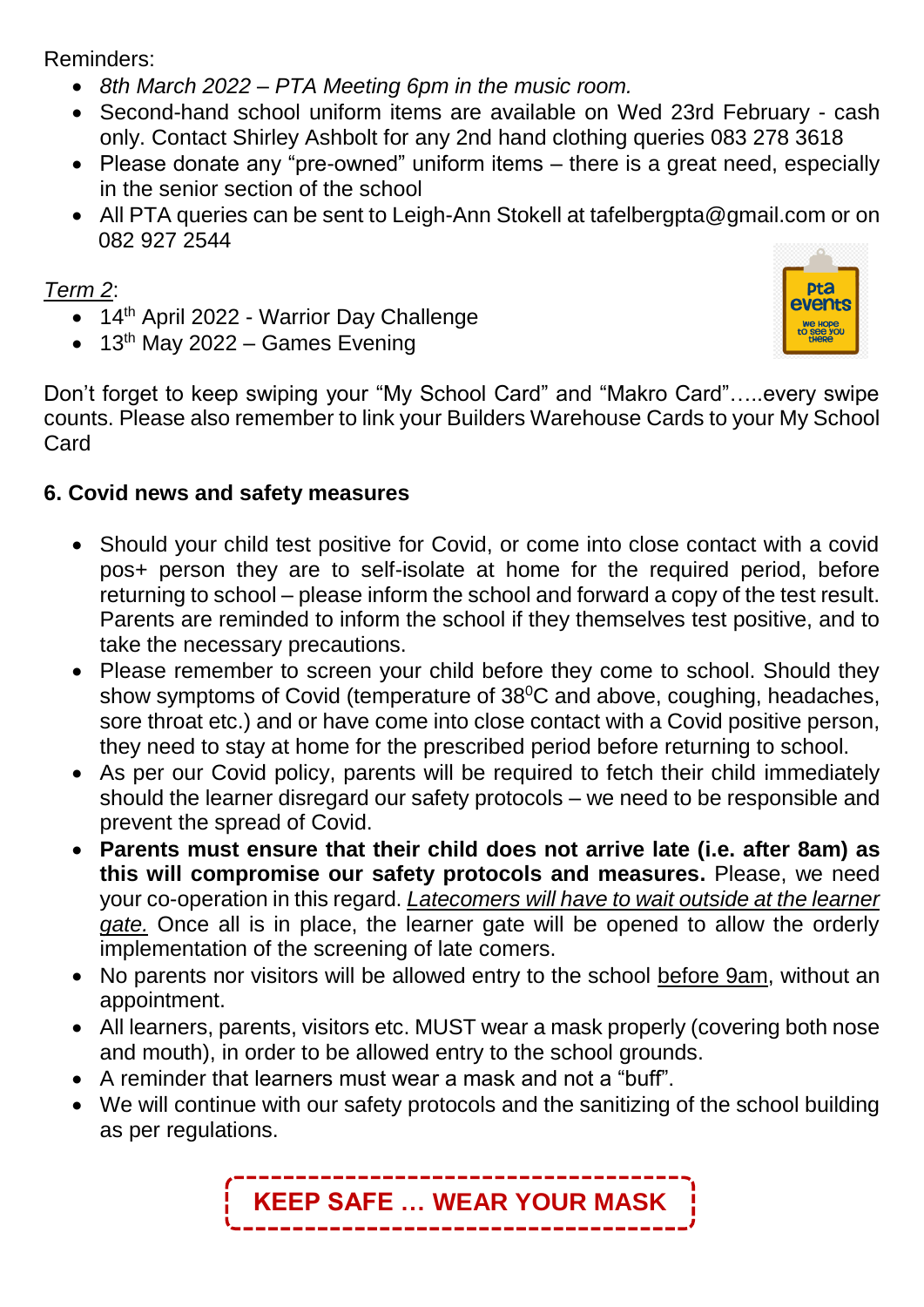Reminders:

- *8th March 2022 – PTA Meeting 6pm in the music room.*
- Second-hand school uniform items are available on Wed 23rd February - cash only. Contact Shirley Ashbolt for any 2nd hand clothing queries 083 278 3618
- Please donate any "pre-owned" uniform items – there is a great need, especially in the senior section of the school
- All PTA queries can be sent to Leigh-Ann Stokell at tafelbergpta@gmail.com or on 082 927 2544

*Term 2*:

- 14th April 2022 - Warrior Day Challenge
- 13th May 2022 – Games Evening

Don't forget to keep swiping your "My School Card" and "Makro Card"…..every swipe counts. Please also remember to link your Builders Warehouse Cards to your My School Card

**6. Covid news and safety measures**

- Should your child test positive for Covid, or come into close contact with a covid pos+ person they are to self-isolate at home for the required period, before returning to school – please inform the school and forward a copy of the test result. Parents are reminded to inform the school if they themselves test positive, and to take the necessary precautions.
- Please remember to screen your child before they come to school. Should they show symptoms of Covid (temperature of 38$^0$C and above, coughing, headaches, sore throat etc.) and or have come into close contact with a Covid positive person, they need to stay at home for the prescribed period before returning to school.
- As per our Covid policy, parents will be required to fetch their child immediately should the learner disregard our safety protocols – we need to be responsible and prevent the spread of Covid.
- **Parents must ensure that their child does not arrive late (i.e. after 8am) as this will compromise our safety protocols and measures.** Please, we need your co-operation in this regard. *Latecomers will have to wait outside at the learner gate.* Once all is in place, the learner gate will be opened to allow the orderly implementation of the screening of late comers.
- No parents nor visitors will be allowed entry to the school before 9am, without an appointment.
- All learners, parents, visitors etc. MUST wear a mask properly (covering both nose and mouth), in order to be allowed entry to the school grounds.
- A reminder that learners must wear a mask and not a "buff".
- We will continue with our safety protocols and the sanitizing of the school building as per regulations.

**KEEP SAFE … WEAR YOUR MASK**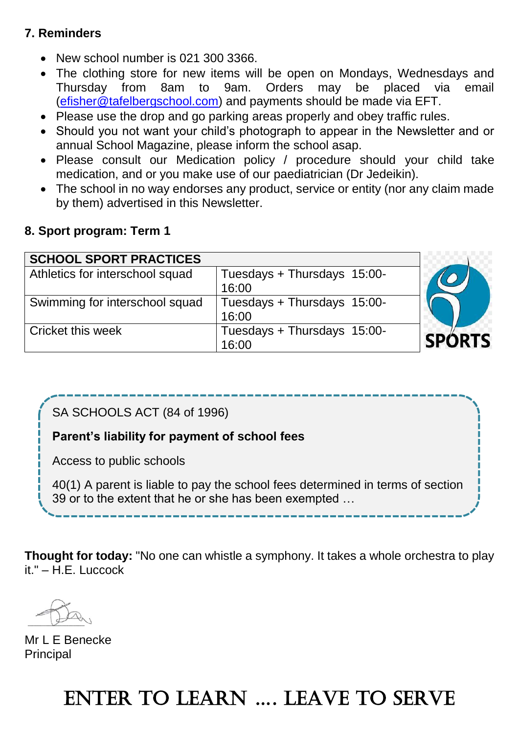**7. Reminders**

- New school number is 021 300 3366.
- The clothing store for new items will be open on Mondays, Wednesdays and Thursday from 8am to 9am. Orders may be placed via email (efisher@tafelbergschool.com) and payments should be made via EFT.
- Please use the drop and go parking areas properly and obey traffic rules.
- Should you not want your child's photograph to appear in the Newsletter and or annual School Magazine, please inform the school asap.
- Please consult our Medication policy / procedure should your child take medication, and or you make use of our paediatrician (Dr Jedeikin).
- The school in no way endorses any product, service or entity (nor any claim made by them) advertised in this Newsletter.

**8. Sport program: Term 1**

| SCHOOL SPORT PRACTICES | |
|---|---|
| Athletics for interschool squad | Tuesdays + Thursdays 15:00-16:00 |
| Swimming for interschool squad | Tuesdays + Thursdays 15:00-16:00 |
| Cricket this week | Tuesdays + Thursdays 15:00-16:00 |

SPORTS

SA SCHOOLS ACT (84 of 1996)

**Parent's liability for payment of school fees**

Access to public schools

40(1) A parent is liable to pay the school fees determined in terms of section 39 or to the extent that he or she has been exempted …

**Thought for today:** "No one can whistle a symphony. It takes a whole orchestra to play it." – H.E. Luccock

Mr L E Benecke
Principal

# ENTER TO LEARN .... LEAVE TO SERVE